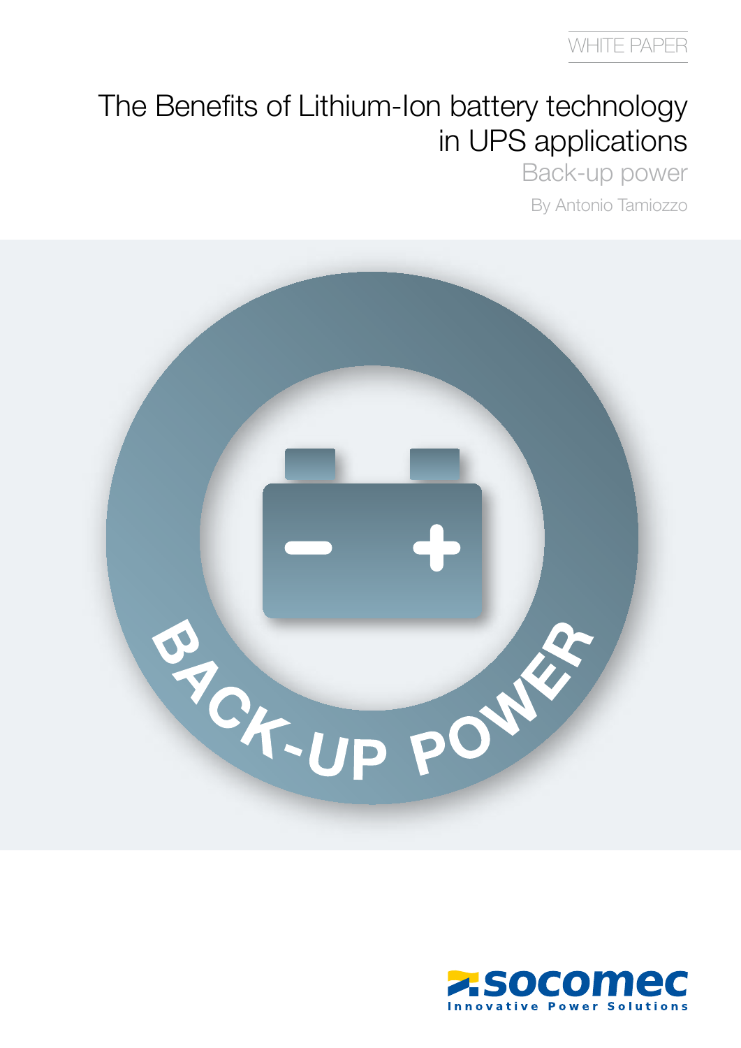WHITE PAPER

# The Benefits of Lithium-Ion battery technology in UPS applications

## Back-up power

By Antonio Tamiozzo

BACK-UP POWER

socomec

Innovative Power Solutions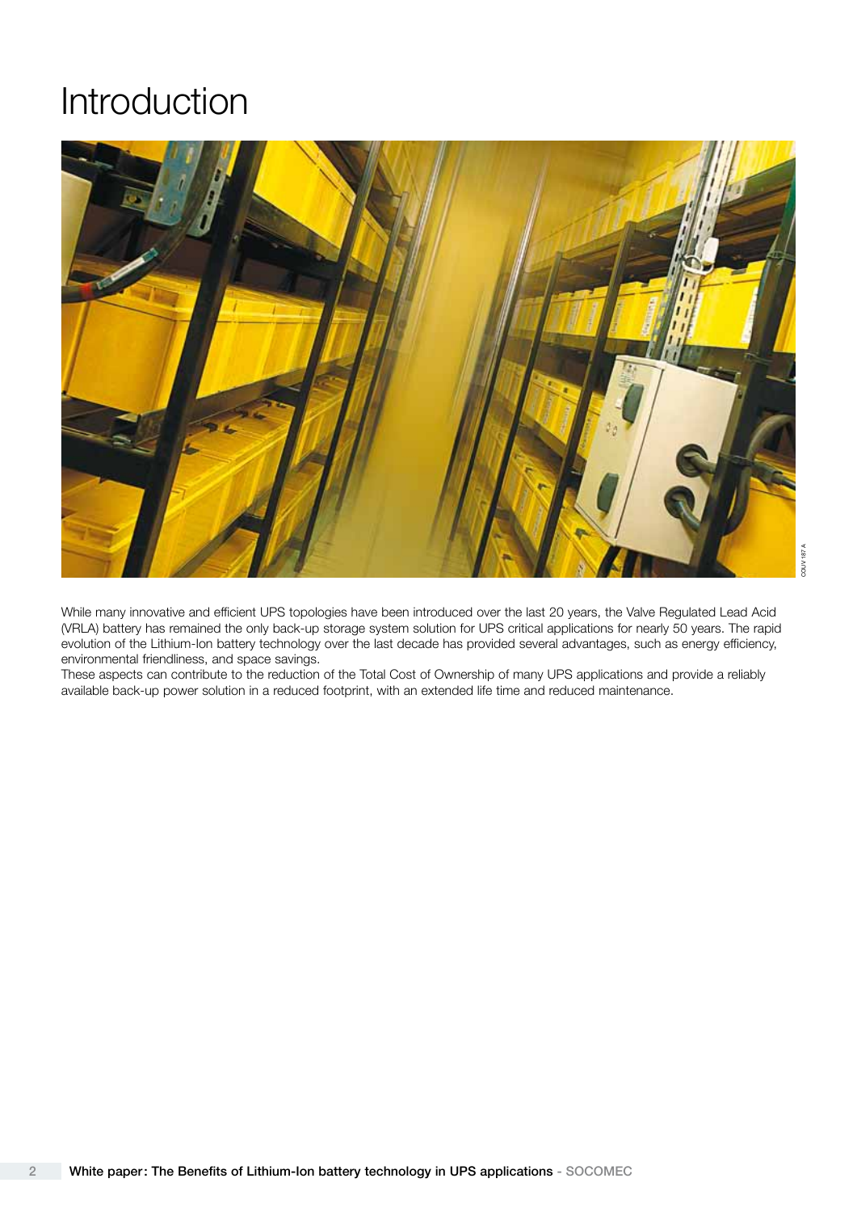# Introduction

While many innovative and efficient UPS topologies have been introduced over the last 20 years, the Valve Regulated Lead Acid (VRLA) battery has remained the only back-up storage system solution for UPS critical applications for nearly 50 years. The rapid evolution of the Lithium-Ion battery technology over the last decade has provided several advantages, such as energy efficiency, environmental friendliness, and space savings.

These aspects can contribute to the reduction of the Total Cost of Ownership of many UPS applications and provide a reliably available back-up power solution in a reduced footprint, with an extended life time and reduced maintenance.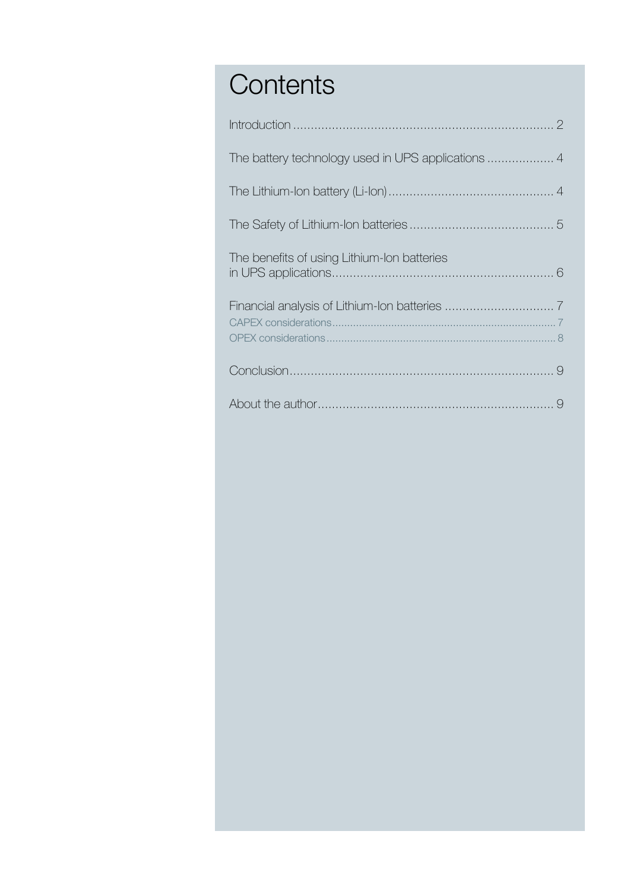# Contents

Introduction .......................................................................... 2

The battery technology used in UPS applications .................. 4

The Lithium-Ion battery (Li-Ion) .............................................. 4

The Safety of Lithium-Ion batteries ......................................... 5

The benefits of using Lithium-Ion batteries in UPS applications .............................................................. 6

Financial analysis of Lithium-Ion batteries ............................... 7

- CAPEX considerations ........................................................................... 7
- OPEX considerations ............................................................................. 8

Conclusion .......................................................................... 9

About the author .................................................................. 9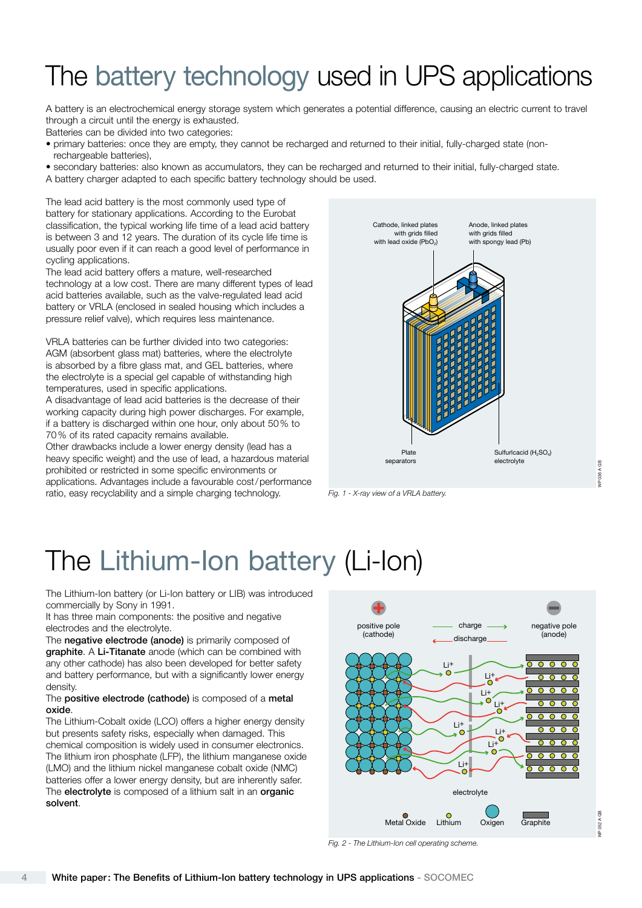# The battery technology used in UPS applications

A battery is an electrochemical energy storage system which generates a potential difference, causing an electric current to travel through a circuit until the energy is exhausted.
Batteries can be divided into two categories:

- primary batteries: once they are empty, they cannot be recharged and returned to their initial, fully-charged state (non-rechargeable batteries),
- secondary batteries: also known as accumulators, they can be recharged and returned to their initial, fully-charged state.

A battery charger adapted to each specific battery technology should be used.

The lead acid battery is the most commonly used type of battery for stationary applications. According to the Eurobat classification, the typical working life time of a lead acid battery is between 3 and 12 years. The duration of its cycle life time is usually poor even if it can reach a good level of performance in cycling applications.
The lead acid battery offers a mature, well-researched technology at a low cost. There are many different types of lead acid batteries available, such as the valve-regulated lead acid battery or VRLA (enclosed in sealed housing which includes a pressure relief valve), which requires less maintenance.

VRLA batteries can be further divided into two categories: AGM (absorbent glass mat) batteries, where the electrolyte is absorbed by a fibre glass mat, and GEL batteries, where the electrolyte is a special gel capable of withstanding high temperatures, used in specific applications.
A disadvantage of lead acid batteries is the decrease of their working capacity during high power discharges. For example, if a battery is discharged within one hour, only about 50 % to 70 % of its rated capacity remains available.
Other drawbacks include a lower energy density (lead has a heavy specific weight) and the use of lead, a hazardous material prohibited or restricted in some specific environments or applications. Advantages include a favourable cost/performance ratio, easy recyclability and a simple charging technology.

Cathode, linked plates with grids filled with lead oxide ($PbO_2$)

Anode, linked plates with grids filled with spongy lead (Pb)

Plate separators

Sulfuricacid ($H_2SO_4$) electrolyte

*Fig. 1 - X-ray view of a VRLA battery.*

# The Lithium-Ion battery (Li-Ion)

The Lithium-Ion battery (or Li-Ion battery or LIB) was introduced commercially by Sony in 1991.
It has three main components: the positive and negative electrodes and the electrolyte.
The **negative electrode (anode)** is primarily composed of **graphite**. A **Li-Titanate** anode (which can be combined with any other cathode) has also been developed for better safety and battery performance, but with a significantly lower energy density.
The **positive electrode (cathode)** is composed of a **metal oxide**.
The Lithium-Cobalt oxide (LCO) offers a higher energy density but presents safety risks, especially when damaged. This chemical composition is widely used in consumer electronics. The lithium iron phosphate (LFP), the lithium manganese oxide (LMO) and the lithium nickel manganese cobalt oxide (NMC) batteries offer a lower energy density, but are inherently safer.
The **electrolyte** is composed of a lithium salt in an **organic solvent**.

positive pole (cathode) — charge → — ← discharge — negative pole (anode)

$Li^+$

electrolyte

Metal Oxide · Lithium · Oxigen · Graphite

*Fig. 2 - The Lithium-Ion cell operating scheme.*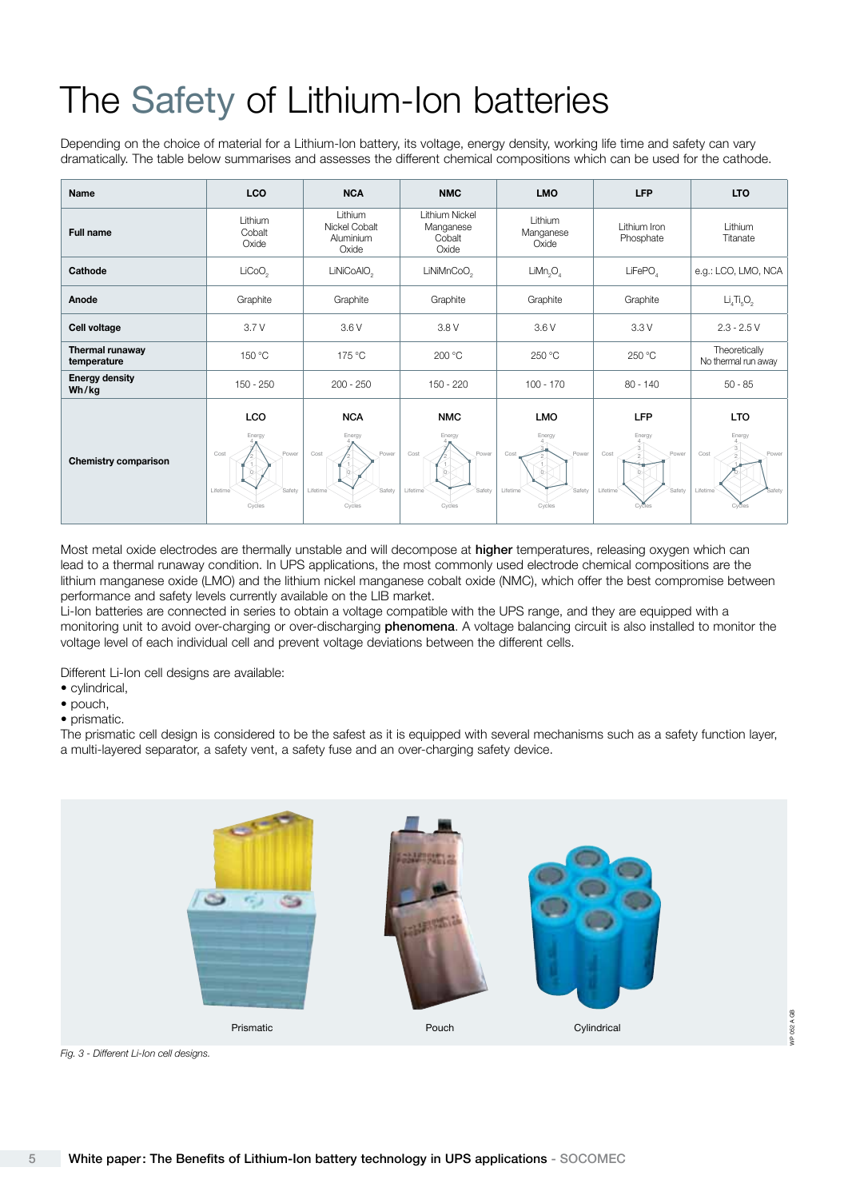# The Safety of Lithium-Ion batteries

Depending on the choice of material for a Lithium-Ion battery, its voltage, energy density, working life time and safety can vary dramatically. The table below summarises and assesses the different chemical compositions which can be used for the cathode.

| Name | LCO | NCA | NMC | LMO | LFP | LTO |
|---|---|---|---|---|---|---|
| Full name | Lithium Cobalt Oxide | Lithium Nickel Cobalt Aluminium Oxide | Lithium Nickel Manganese Cobalt Oxide | Lithium Manganese Oxide | Lithium Iron Phosphate | Lithium Titanate |
| Cathode | $LiCoO_2$ | $LiNiCoAlO_2$ | $LiNiMnCoO_2$ | $LiMn_2O_4$ | $LiFePO_4$ | e.g.: LCO, LMO, NCA |
| Anode | Graphite | Graphite | Graphite | Graphite | Graphite | $Li_4Ti_5O_2$ |
| Cell voltage | 3.7 V | 3.6 V | 3.8 V | 3.6 V | 3.3 V | 2.3 - 2.5 V |
| Thermal runaway temperature | 150 °C | 175 °C | 200 °C | 250 °C | 250 °C | Theoretically No thermal run away |
| Energy density Wh/kg | 150 - 250 | 200 - 250 | 150 - 220 | 100 - 170 | 80 - 140 | 50 - 85 |
| Chemistry comparison | LCO | NCA | NMC | LMO | LFP | LTO |

Most metal oxide electrodes are thermally unstable and will decompose at **higher** temperatures, releasing oxygen which can lead to a thermal runaway condition. In UPS applications, the most commonly used electrode chemical compositions are the lithium manganese oxide (LMO) and the lithium nickel manganese cobalt oxide (NMC), which offer the best compromise between performance and safety levels currently available on the LIB market.
Li-Ion batteries are connected in series to obtain a voltage compatible with the UPS range, and they are equipped with a monitoring unit to avoid over-charging or over-discharging **phenomena**. A voltage balancing circuit is also installed to monitor the voltage level of each individual cell and prevent voltage deviations between the different cells.

Different Li-Ion cell designs are available:
- cylindrical,
- pouch,
- prismatic.

The prismatic cell design is considered to be the safest as it is equipped with several mechanisms such as a safety function layer, a multi-layered separator, a safety vent, a safety fuse and an over-charging safety device.

Prismatic Pouch Cylindrical

*Fig. 3 - Different Li-Ion cell designs.*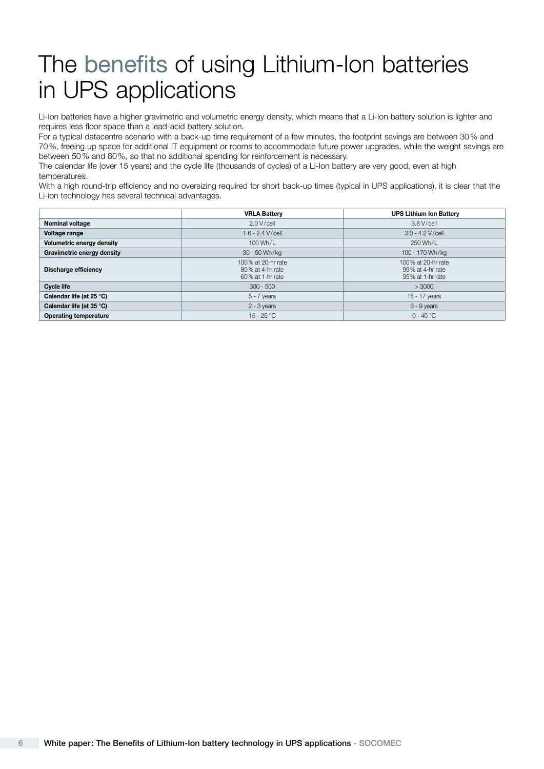# The benefits of using Lithium-Ion batteries in UPS applications

Li-Ion batteries have a higher gravimetric and volumetric energy density, which means that a Li-Ion battery solution is lighter and requires less floor space than a lead-acid battery solution.

For a typical datacentre scenario with a back-up time requirement of a few minutes, the footprint savings are between 30 % and 70 %, freeing up space for additional IT equipment or rooms to accommodate future power upgrades, while the weight savings are between 50 % and 80 %, so that no additional spending for reinforcement is necessary.

The calendar life (over 15 years) and the cycle life (thousands of cycles) of a Li-Ion battery are very good, even at high temperatures.

With a high round-trip efficiency and no oversizing required for short back-up times (typical in UPS applications), it is clear that the Li-ion technology has several technical advantages.

| | VRLA Battery | UPS Lithium Ion Battery |
|---|---|---|
| **Nominal voltage** | 2.0 V/cell | 3.8 V/cell |
| **Voltage range** | 1.6 - 2.4 V/cell | 3.0 - 4.2 V/cell |
| **Volumetric energy density** | 100 Wh/L | 250 Wh/L |
| **Gravimetric energy density** | 30 - 50 Wh/kg | 100 - 170 Wh/kg |
| **Discharge efficiency** | 100 % at 20-hr rate<br>80 % at 4-hr rate<br>60 % at 1-hr rate | 100 % at 20-hr rate<br>99 % at 4-hr rate<br>95 % at 1-hr rate |
| **Cycle life** | 300 - 500 | > 3000 |
| **Calendar life (at 25 °C)** | 5 - 7 years | 15 - 17 years |
| **Calendar life (at 35 °C)** | 2 - 3 years | 6 - 9 years |
| **Operating temperature** | 15 - 25 °C | 0 - 40 °C |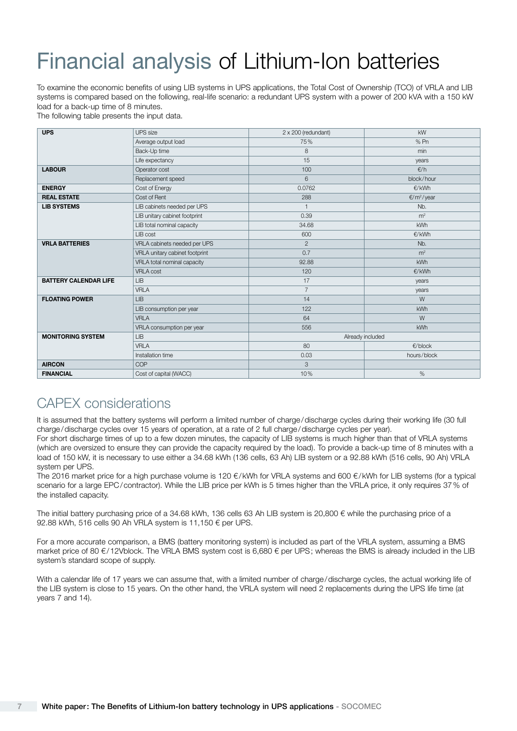# Financial analysis of Lithium-Ion batteries

To examine the economic benefits of using LIB systems in UPS applications, the Total Cost of Ownership (TCO) of VRLA and LIB systems is compared based on the following, real-life scenario: a redundant UPS system with a power of 200 kVA with a 150 kW load for a back-up time of 8 minutes.
The following table presents the input data.

| | | | |
|---|---|---|---|
| **UPS** | UPS size | 2 x 200 (redundant) | kW |
| | Average output load | 75% | % Pn |
| | Back-Up time | 8 | min |
| | Life expectancy | 15 | years |
| **LABOUR** | Operator cost | 100 | €/h |
| | Replacement speed | 6 | block/hour |
| **ENERGY** | Cost of Energy | 0.0762 | €/kWh |
| **REAL ESTATE** | Cost of Rent | 288 | €/m²/year |
| **LIB SYSTEMS** | LIB cabinets needed per UPS | 1 | Nb. |
| | LIB unitary cabinet footprint | 0.39 | m² |
| | LIB total nominal capacity | 34.68 | kWh |
| | LIB cost | 600 | €/kWh |
| **VRLA BATTERIES** | VRLA cabinets needed per UPS | 2 | Nb. |
| | VRLA unitary cabinet footprint | 0.7 | m² |
| | VRLA total nominal capacity | 92.88 | kWh |
| | VRLA cost | 120 | €/kWh |
| **BATTERY CALENDAR LIFE** | LIB | 17 | years |
| | VRLA | 7 | years |
| **FLOATING POWER** | LIB | 14 | W |
| | LIB consumption per year | 122 | kWh |
| | VRLA | 64 | W |
| | VRLA consumption per year | 556 | kWh |
| **MONITORING SYSTEM** | LIB | Already included | |
| | VRLA | 80 | €/block |
| | Installation time | 0.03 | hours/block |
| **AIRCON** | COP | 3 | |
| **FINANCIAL** | Cost of capital (WACC) | 10% | % |

## CAPEX considerations

It is assumed that the battery systems will perform a limited number of charge/discharge cycles during their working life (30 full charge/discharge cycles over 15 years of operation, at a rate of 2 full charge/discharge cycles per year).
For short discharge times of up to a few dozen minutes, the capacity of LIB systems is much higher than that of VRLA systems (which are oversized to ensure they can provide the capacity required by the load). To provide a back-up time of 8 minutes with a load of 150 kW, it is necessary to use either a 34.68 kWh (136 cells, 63 Ah) LIB system or a 92.88 kWh (516 cells, 90 Ah) VRLA system per UPS.
The 2016 market price for a high purchase volume is 120 €/kWh for VRLA systems and 600 €/kWh for LIB systems (for a typical scenario for a large EPC/contractor). While the LIB price per kWh is 5 times higher than the VRLA price, it only requires 37% of the installed capacity.

The initial battery purchasing price of a 34.68 kWh, 136 cells 63 Ah LIB system is 20,800 € while the purchasing price of a 92.88 kWh, 516 cells 90 Ah VRLA system is 11,150 € per UPS.

For a more accurate comparison, a BMS (battery monitoring system) is included as part of the VRLA system, assuming a BMS market price of 80 €/12Vblock. The VRLA BMS system cost is 6,680 € per UPS; whereas the BMS is already included in the LIB system's standard scope of supply.

With a calendar life of 17 years we can assume that, with a limited number of charge/discharge cycles, the actual working life of the LIB system is close to 15 years. On the other hand, the VRLA system will need 2 replacements during the UPS life time (at years 7 and 14).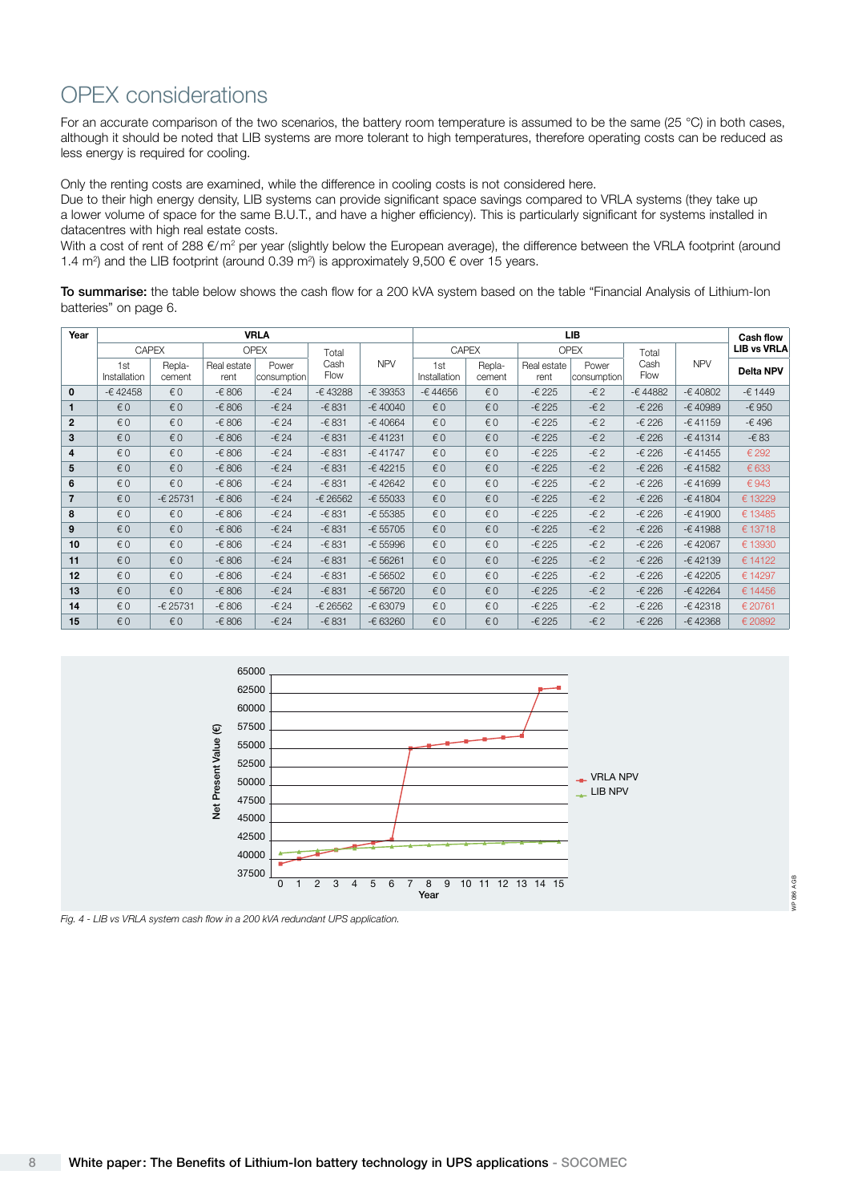# OPEX considerations

For an accurate comparison of the two scenarios, the battery room temperature is assumed to be the same (25 °C) in both cases, although it should be noted that LIB systems are more tolerant to high temperatures, therefore operating costs can be reduced as less energy is required for cooling.

Only the renting costs are examined, while the difference in cooling costs is not considered here.
Due to their high energy density, LIB systems can provide significant space savings compared to VRLA systems (they take up a lower volume of space for the same B.U.T., and have a higher efficiency). This is particularly significant for systems installed in datacentres with high real estate costs.
With a cost of rent of 288 €/m² per year (slightly below the European average), the difference between the VRLA footprint (around 1.4 m²) and the LIB footprint (around 0.39 m²) is approximately 9,500 € over 15 years.

**To summarise:** the table below shows the cash flow for a 200 kVA system based on the table "Financial Analysis of Lithium-Ion batteries" on page 6.

| Year | VRLA | | | | | | LIB | | | | | | Cash flow LIB vs VRLA |
|---|---|---|---|---|---|---|---|---|---|---|---|---|---|
| | CAPEX | | OPEX | | Total Cash Flow | NPV | CAPEX | | OPEX | | Total Cash Flow | NPV | |
| | 1st Installation | Repla-cement | Real estate rent | Power consumption | | | 1st Installation | Repla-cement | Real estate rent | Power consumption | | | Delta NPV |
| 0 | -€ 42458 | € 0 | -€ 806 | -€ 24 | -€ 43288 | -€ 39353 | -€ 44656 | € 0 | -€ 225 | -€ 2 | -€ 44882 | -€ 40802 | -€ 1449 |
| 1 | € 0 | € 0 | -€ 806 | -€ 24 | -€ 831 | -€ 40040 | € 0 | € 0 | -€ 225 | -€ 2 | -€ 226 | -€ 40989 | -€ 950 |
| 2 | € 0 | € 0 | -€ 806 | -€ 24 | -€ 831 | -€ 40664 | € 0 | € 0 | -€ 225 | -€ 2 | -€ 226 | -€ 41159 | -€ 496 |
| 3 | € 0 | € 0 | -€ 806 | -€ 24 | -€ 831 | -€ 41231 | € 0 | € 0 | -€ 225 | -€ 2 | -€ 226 | -€ 41314 | -€ 83 |
| 4 | € 0 | € 0 | -€ 806 | -€ 24 | -€ 831 | -€ 41747 | € 0 | € 0 | -€ 225 | -€ 2 | -€ 226 | -€ 41455 | € 292 |
| 5 | € 0 | € 0 | -€ 806 | -€ 24 | -€ 831 | -€ 42215 | € 0 | € 0 | -€ 225 | -€ 2 | -€ 226 | -€ 41582 | € 633 |
| 6 | € 0 | € 0 | -€ 806 | -€ 24 | -€ 831 | -€ 42642 | € 0 | € 0 | -€ 225 | -€ 2 | -€ 226 | -€ 41699 | € 943 |
| 7 | € 0 | -€ 25731 | -€ 806 | -€ 24 | -€ 26562 | -€ 55033 | € 0 | € 0 | -€ 225 | -€ 2 | -€ 226 | -€ 41804 | € 13229 |
| 8 | € 0 | € 0 | -€ 806 | -€ 24 | -€ 831 | -€ 55385 | € 0 | € 0 | -€ 225 | -€ 2 | -€ 226 | -€ 41900 | € 13485 |
| 9 | € 0 | € 0 | -€ 806 | -€ 24 | -€ 831 | -€ 55705 | € 0 | € 0 | -€ 225 | -€ 2 | -€ 226 | -€ 41988 | € 13718 |
| 10 | € 0 | € 0 | -€ 806 | -€ 24 | -€ 831 | -€ 55996 | € 0 | € 0 | -€ 225 | -€ 2 | -€ 226 | -€ 42067 | € 13930 |
| 11 | € 0 | € 0 | -€ 806 | -€ 24 | -€ 831 | -€ 56261 | € 0 | € 0 | -€ 225 | -€ 2 | -€ 226 | -€ 42139 | € 14122 |
| 12 | € 0 | € 0 | -€ 806 | -€ 24 | -€ 831 | -€ 56502 | € 0 | € 0 | -€ 225 | -€ 2 | -€ 226 | -€ 42205 | € 14297 |
| 13 | € 0 | € 0 | -€ 806 | -€ 24 | -€ 831 | -€ 56720 | € 0 | € 0 | -€ 225 | -€ 2 | -€ 226 | -€ 42264 | € 14456 |
| 14 | € 0 | -€ 25731 | -€ 806 | -€ 24 | -€ 26562 | -€ 63079 | € 0 | € 0 | -€ 225 | -€ 2 | -€ 226 | -€ 42318 | € 20761 |
| 15 | € 0 | € 0 | -€ 806 | -€ 24 | -€ 831 | -€ 63260 | € 0 | € 0 | -€ 225 | -€ 2 | -€ 226 | -€ 42368 | € 20892 |

*Fig. 4 - LIB vs VRLA system cash flow in a 200 kVA redundant UPS application.*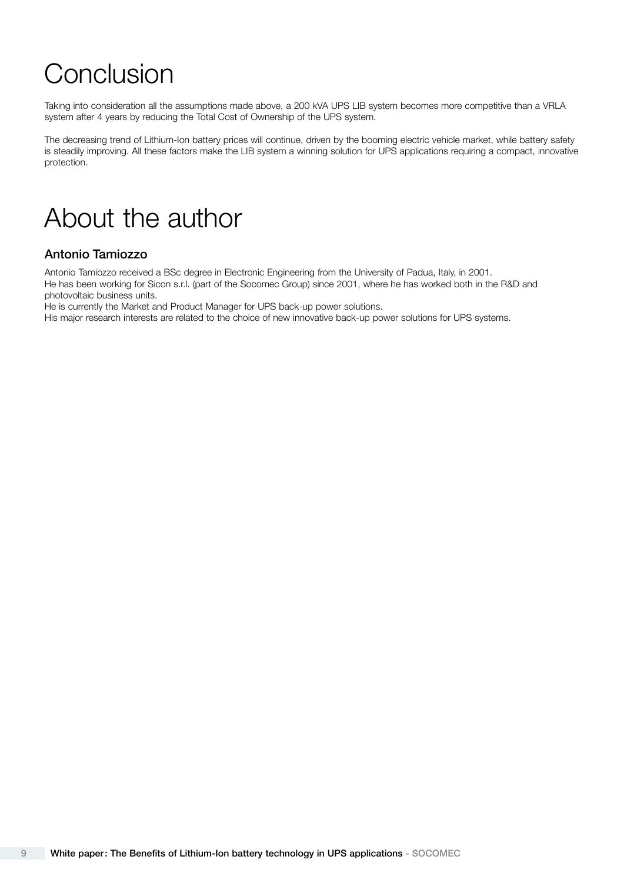# Conclusion

Taking into consideration all the assumptions made above, a 200 kVA UPS LIB system becomes more competitive than a VRLA system after 4 years by reducing the Total Cost of Ownership of the UPS system.

The decreasing trend of Lithium-Ion battery prices will continue, driven by the booming electric vehicle market, while battery safety is steadily improving. All these factors make the LIB system a winning solution for UPS applications requiring a compact, innovative protection.

# About the author

### Antonio Tamiozzo

Antonio Tamiozzo received a BSc degree in Electronic Engineering from the University of Padua, Italy, in 2001.
He has been working for Sicon s.r.l. (part of the Socomec Group) since 2001, where he has worked both in the R&D and photovoltaic business units.
He is currently the Market and Product Manager for UPS back-up power solutions.
His major research interests are related to the choice of new innovative back-up power solutions for UPS systems.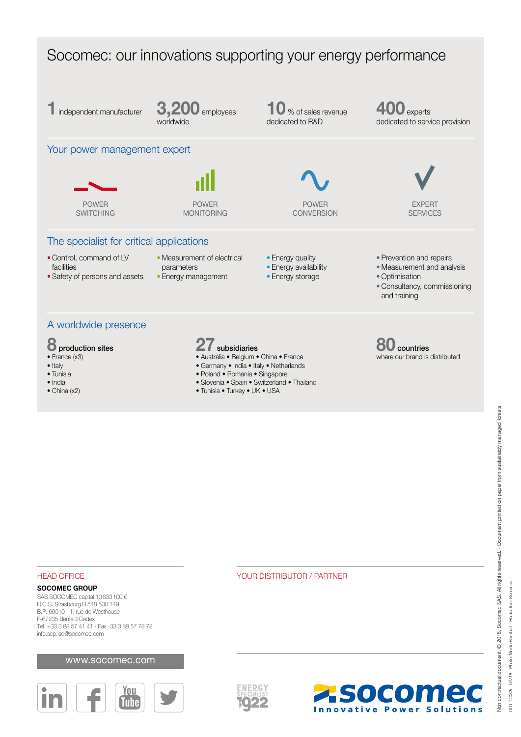# Socomec: our innovations supporting your energy performance

**1** independent manufacturer

**3,200** employees worldwide

**10** % of sales revenue dedicated to R&D

**400** experts dedicated to service provision

## Your power management expert

POWER SWITCHING

POWER MONITORING

POWER CONVERSION

EXPERT SERVICES

## The specialist for critical applications

- Control, command of LV facilities
- Safety of persons and assets

- Measurement of electrical parameters
- Energy management

- Energy quality
- Energy availability
- Energy storage

- Prevention and repairs
- Measurement and analysis
- Optimisation
- Consultancy, commissioning and training

## A worldwide presence

**8 production sites**

- France (x3)
- Italy
- Tunisia
- India
- China (x2)

**27 subsidiaries**

- Australia • Belgium • China • France
- Germany • India • Italy • Netherlands
- Poland • Romania • Singapore
- Slovenia • Spain • Switzerland • Thailand
- Tunisia • Turkey • UK • USA

**80 countries**

where our brand is distributed

HEAD OFFICE

**SOCOMEC GROUP**

SAS SOCOMEC capital 10 633 100 €
R.C.S. Strasbourg B 548 500 149
B.P. 60010 - 1, rue de Westhouse
F-67235 Benfeld Cedex
Tel. +33 3 88 57 41 41 - Fax +33 3 88 57 78 78
info.scp.isd@socomec.com

www.socomec.com

YOUR DISTRIBUTOR / PARTNER

ENERGY SPECIALIST SINCE 1922

socomec
Innovative Power Solutions

Non contractual document. © 2018, Socomec SAS. All rights reserved. - Document printed on paper from sustainably managed forests.

DOT 14033 - 02/18 - Photo: Martin Bernhart - Réalisation: Socomec